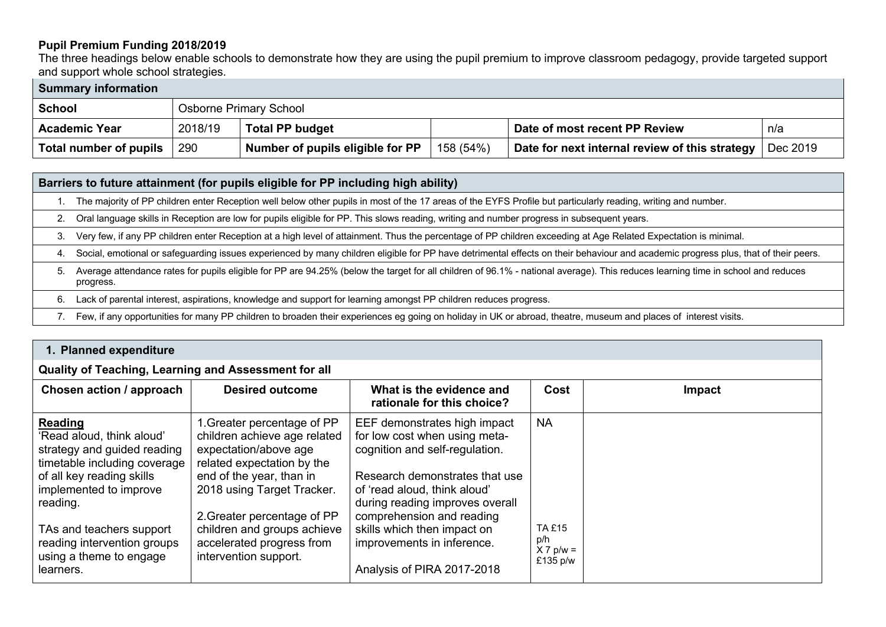**Pupil Premium Funding 2018/2019**

The three headings below enable schools to demonstrate how they are using the pupil premium to improve classroom pedagogy, provide targeted support and support whole school strategies.

| **Summary information** | | | | | |
|---|---|---|---|---|---|
| **School** | Osborne Primary School | | | | |
| **Academic Year** | 2018/19 | **Total PP budget** | | **Date of most recent PP Review** | n/a |
| **Total number of pupils** | 290 | **Number of pupils eligible for PP** | 158 (54%) | **Date for next internal review of this strategy** | Dec 2019 |

| **Barriers to future attainment (for pupils eligible for PP including high ability)** |
|---|
| 1. The majority of PP children enter Reception well below other pupils in most of the 17 areas of the EYFS Profile but particularly reading, writing and number. |
| 2. Oral language skills in Reception are low for pupils eligible for PP. This slows reading, writing and number progress in subsequent years. |
| 3. Very few, if any PP children enter Reception at a high level of attainment. Thus the percentage of PP children exceeding at Age Related Expectation is minimal. |
| 4. Social, emotional or safeguarding issues experienced by many children eligible for PP have detrimental effects on their behaviour and academic progress plus, that of their peers. |
| 5. Average attendance rates for pupils eligible for PP are 94.25% (below the target for all children of 96.1% - national average). This reduces learning time in school and reduces progress. |
| 6. Lack of parental interest, aspirations, knowledge and support for learning amongst PP children reduces progress. |
| 7. Few, if any opportunities for many PP children to broaden their experiences eg going on holiday in UK or abroad, theatre, museum and places of interest visits. |

## 1. Planned expenditure

**Quality of Teaching, Learning and Assessment for all**

| Chosen action / approach | Desired outcome | What is the evidence and rationale for this choice? | Cost | Impact |
|---|---|---|---|---|
| **Reading**<br>'Read aloud, think aloud' strategy and guided reading timetable including coverage of all key reading skills implemented to improve reading.<br><br>TAs and teachers support reading intervention groups using a theme to engage learners. | 1.Greater percentage of PP children achieve age related expectation/above age related expectation by the end of the year, than in 2018 using Target Tracker.<br><br>2.Greater percentage of PP children and groups achieve accelerated progress from intervention support. | EEF demonstrates high impact for low cost when using meta-cognition and self-regulation.<br><br>Research demonstrates that use of 'read aloud, think aloud' during reading improves overall comprehension and reading skills which then impact on improvements in inference.<br><br>Analysis of PIRA 2017-2018 | NA<br><br>TA £15 p/h X 7 p/w = £135 p/w | |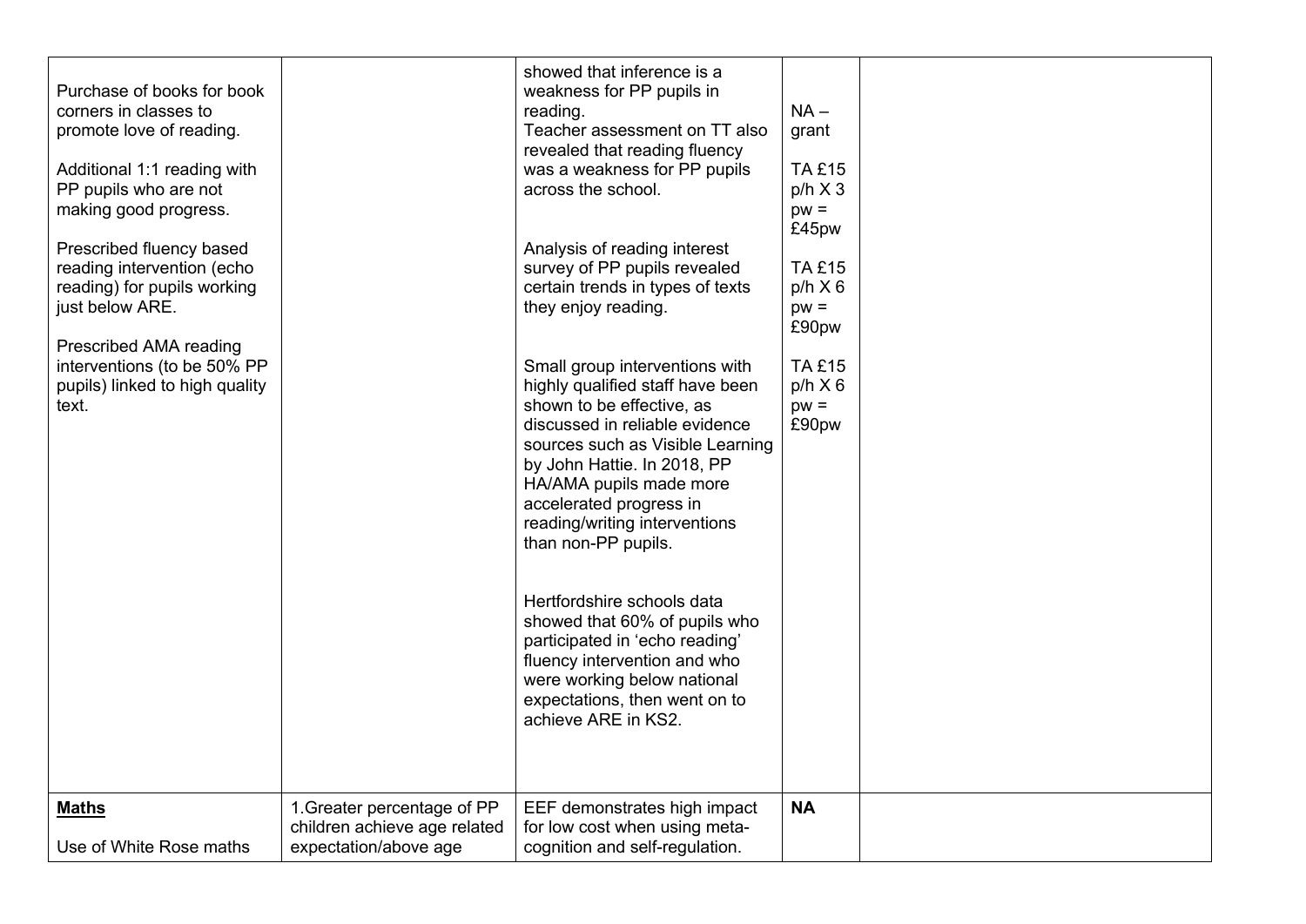| | | | | |
|---|---|---|---|---|
| Purchase of books for book corners in classes to promote love of reading.<br><br>Additional 1:1 reading with PP pupils who are not making good progress.<br><br>Prescribed fluency based reading intervention (echo reading) for pupils working just below ARE.<br><br>Prescribed AMA reading interventions (to be 50% PP pupils) linked to high quality text. | | showed that inference is a weakness for PP pupils in reading.<br>Teacher assessment on TT also revealed that reading fluency was a weakness for PP pupils across the school.<br><br>Analysis of reading interest survey of PP pupils revealed certain trends in types of texts they enjoy reading.<br><br>Small group interventions with highly qualified staff have been shown to be effective, as discussed in reliable evidence sources such as Visible Learning by John Hattie. In 2018, PP HA/AMA pupils made more accelerated progress in reading/writing interventions than non-PP pupils.<br><br>Hertfordshire schools data showed that 60% of pupils who participated in 'echo reading' fluency intervention and who were working below national expectations, then went on to achieve ARE in KS2. | NA – grant<br><br>TA £15 p/h X 3 pw = £45pw<br><br>TA £15 p/h X 6 pw = £90pw<br><br>TA £15 p/h X 6 pw = £90pw | |
| **<u>Maths</u>**<br><br>Use of White Rose maths | 1.Greater percentage of PP children achieve age related expectation/above age | EEF demonstrates high impact for low cost when using meta-cognition and self-regulation. | **NA** | |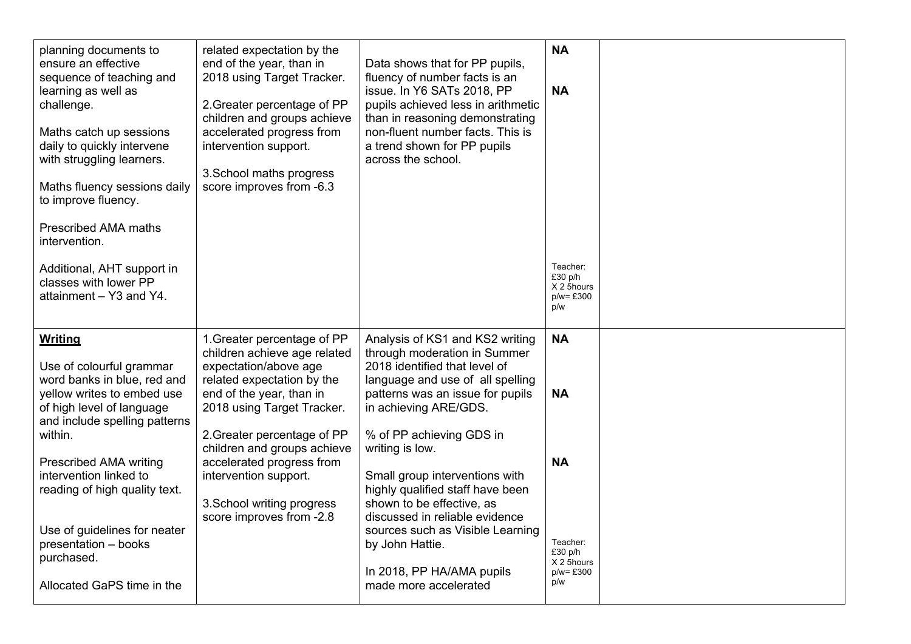| | | | | |
|---|---|---|---|---|
| planning documents to ensure an effective sequence of teaching and learning as well as challenge.<br><br>Maths catch up sessions daily to quickly intervene with struggling learners.<br><br>Maths fluency sessions daily to improve fluency.<br><br>Prescribed AMA maths intervention.<br><br>Additional, AHT support in classes with lower PP attainment – Y3 and Y4. | related expectation by the end of the year, than in 2018 using Target Tracker.<br><br>2.Greater percentage of PP children and groups achieve accelerated progress from intervention support.<br><br>3.School maths progress score improves from -6.3 | Data shows that for PP pupils, fluency of number facts is an issue. In Y6 SATs 2018, PP pupils achieved less in arithmetic than in reasoning demonstrating non-fluent number facts. This is a trend shown for PP pupils across the school. | **NA**<br><br>**NA**<br><br>Teacher: £30 p/h X 2 5hours p/w= £300 p/w | |
| **Writing**<br><br>Use of colourful grammar word banks in blue, red and yellow writes to embed use of high level of language and include spelling patterns within.<br><br>Prescribed AMA writing intervention linked to reading of high quality text.<br><br>Use of guidelines for neater presentation – books purchased.<br><br>Allocated GaPS time in the | 1.Greater percentage of PP children achieve age related expectation/above age related expectation by the end of the year, than in 2018 using Target Tracker.<br><br>2.Greater percentage of PP children and groups achieve accelerated progress from intervention support.<br><br>3.School writing progress score improves from -2.8 | Analysis of KS1 and KS2 writing through moderation in Summer 2018 identified that level of language and use of all spelling patterns was an issue for pupils in achieving ARE/GDS.<br><br>% of PP achieving GDS in writing is low.<br><br>Small group interventions with highly qualified staff have been shown to be effective, as discussed in reliable evidence sources such as Visible Learning by John Hattie.<br><br>In 2018, PP HA/AMA pupils made more accelerated | **NA**<br><br>**NA**<br><br>**NA**<br><br>Teacher: £30 p/h X 2 5hours p/w= £300 p/w | |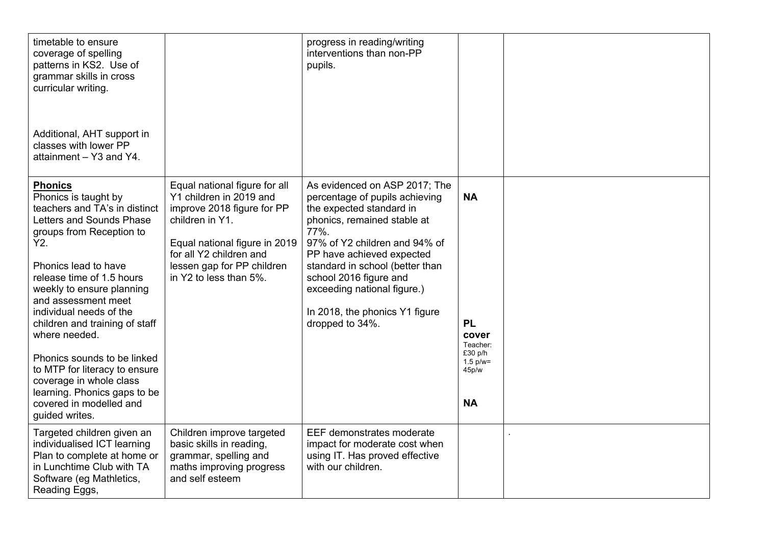| | | | | |
|---|---|---|---|---|
| timetable to ensure coverage of spelling patterns in KS2. Use of grammar skills in cross curricular writing.<br><br>Additional, AHT support in classes with lower PP attainment – Y3 and Y4. | | progress in reading/writing interventions than non-PP pupils. | | |
| **Phonics**<br>Phonics is taught by teachers and TA's in distinct Letters and Sounds Phase groups from Reception to Y2.<br><br>Phonics lead to have release time of 1.5 hours weekly to ensure planning and assessment meet individual needs of the children and training of staff where needed.<br><br>Phonics sounds to be linked to MTP for literacy to ensure coverage in whole class learning. Phonics gaps to be covered in modelled and guided writes. | Equal national figure for all Y1 children in 2019 and improve 2018 figure for PP children in Y1.<br><br>Equal national figure in 2019 for all Y2 children and lessen gap for PP children in Y2 to less than 5%. | As evidenced on ASP 2017; The percentage of pupils achieving the expected standard in phonics, remained stable at 77%.<br>97% of Y2 children and 94% of PP have achieved expected standard in school (better than school 2016 figure and exceeding national figure.)<br><br>In 2018, the phonics Y1 figure dropped to 34%. | **NA**<br><br>**PL cover**<br>Teacher: £30 p/h 1.5 p/w= 45p/w<br><br>**NA** | |
| Targeted children given an individualised ICT learning Plan to complete at home or in Lunchtime Club with TA Software (eg Mathletics, Reading Eggs, | Children improve targeted basic skills in reading, grammar, spelling and maths improving progress and self esteem | EEF demonstrates moderate impact for moderate cost when using IT. Has proved effective with our children. | | . |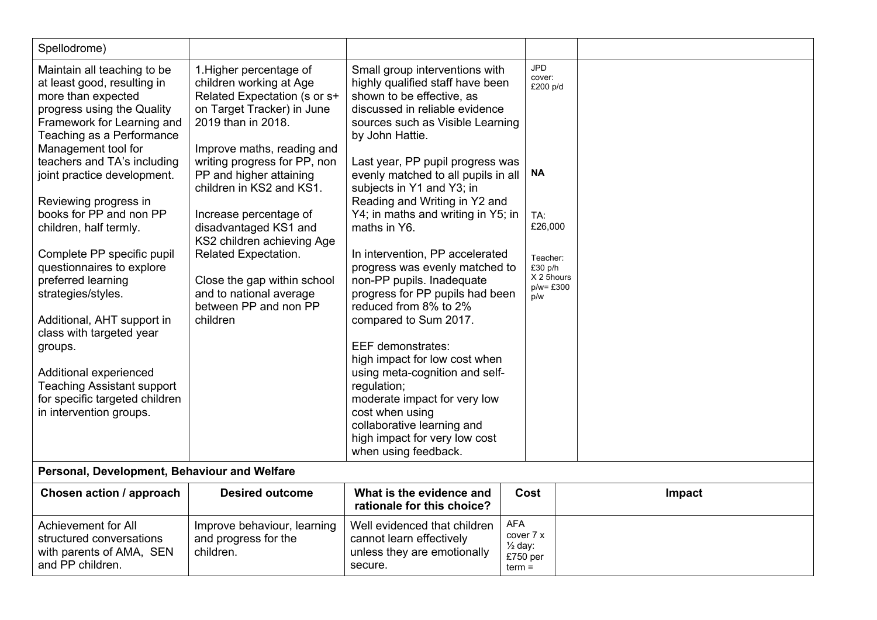| | | | | |
|---|---|---|---|---|
| Spellodrome) | | | | |
| Maintain all teaching to be at least good, resulting in more than expected progress using the Quality Framework for Learning and Teaching as a Performance Management tool for teachers and TA's including joint practice development.<br><br>Reviewing progress in books for PP and non PP children, half termly.<br><br>Complete PP specific pupil questionnaires to explore preferred learning strategies/styles.<br><br>Additional, AHT support in class with targeted year groups.<br><br>Additional experienced Teaching Assistant support for specific targeted children in intervention groups. | 1.Higher percentage of children working at Age Related Expectation (s or s+ on Target Tracker) in June 2019 than in 2018.<br><br>Improve maths, reading and writing progress for PP, non PP and higher attaining children in KS2 and KS1.<br><br>Increase percentage of disadvantaged KS1 and KS2 children achieving Age Related Expectation.<br><br>Close the gap within school and to national average between PP and non PP children | Small group interventions with highly qualified staff have been shown to be effective, as discussed in reliable evidence sources such as Visible Learning by John Hattie.<br><br>Last year, PP pupil progress was evenly matched to all pupils in all subjects in Y1 and Y3; in Reading and Writing in Y2 and Y4; in maths and writing in Y5; in maths in Y6.<br><br>In intervention, PP accelerated progress was evenly matched to non-PP pupils. Inadequate progress for PP pupils had been reduced from 8% to 2% compared to Sum 2017.<br><br>EEF demonstrates:<br>high impact for low cost when using meta-cognition and self-regulation;<br>moderate impact for very low cost when using collaborative learning and<br>high impact for very low cost when using feedback. | JPD cover: £200 p/d<br><br>**NA**<br><br>TA: £26,000<br><br>Teacher: £30 p/h X 2 5hours p/w= £300 p/w | |

**Personal, Development, Behaviour and Welfare**

| Chosen action / approach | Desired outcome | What is the evidence and rationale for this choice? | Cost | Impact |
|---|---|---|---|---|
| Achievement for All structured conversations with parents of AMA, SEN and PP children. | Improve behaviour, learning and progress for the children. | Well evidenced that children cannot learn effectively unless they are emotionally secure. | AFA cover 7 x ½ day: £750 per term = | |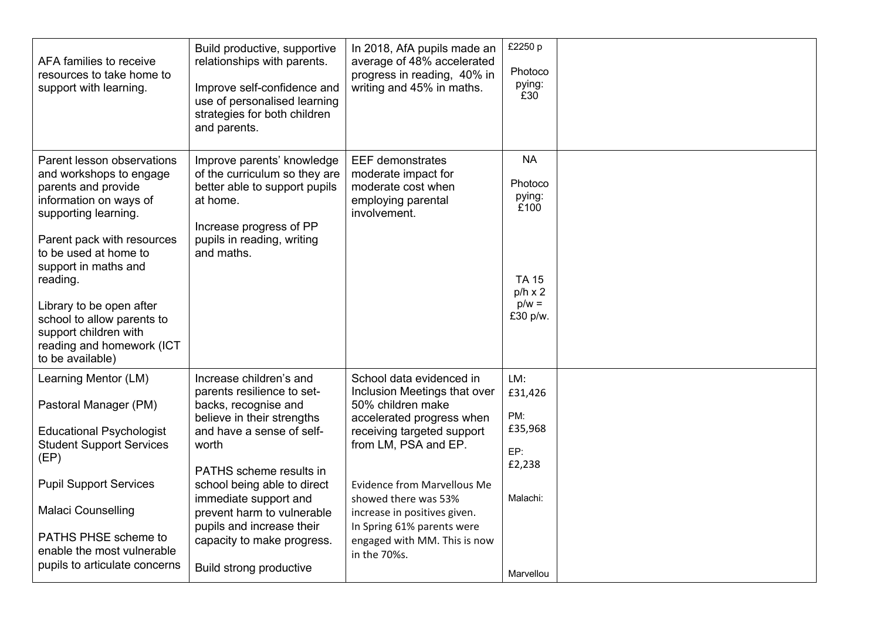| | | | | |
|---|---|---|---|---|
| AFA families to receive resources to take home to support with learning. | Build productive, supportive relationships with parents.<br><br>Improve self-confidence and use of personalised learning strategies for both children and parents. | In 2018, AfA pupils made an average of 48% accelerated progress in reading, 40% in writing and 45% in maths. | £2250 p<br><br>Photocopying: £30 | |
| Parent lesson observations and workshops to engage parents and provide information on ways of supporting learning.<br><br>Parent pack with resources to be used at home to support in maths and reading.<br><br>Library to be open after school to allow parents to support children with reading and homework (ICT to be available) | Improve parents' knowledge of the curriculum so they are better able to support pupils at home.<br><br>Increase progress of PP pupils in reading, writing and maths. | EEF demonstrates moderate impact for moderate cost when employing parental involvement. | NA<br><br>Photocopying: £100<br><br>TA 15 p/h x 2 p/w = £30 p/w. | |
| Learning Mentor (LM)<br><br>Pastoral Manager (PM)<br><br>Educational Psychologist Student Support Services (EP)<br><br>Pupil Support Services<br><br>Malaci Counselling<br><br>PATHS PHSE scheme to enable the most vulnerable pupils to articulate concerns | Increase children's and parents resilience to set-backs, recognise and believe in their strengths and have a sense of self-worth<br><br>PATHS scheme results in school being able to direct immediate support and prevent harm to vulnerable pupils and increase their capacity to make progress.<br><br>Build strong productive | School data evidenced in Inclusion Meetings that over 50% children make accelerated progress when receiving targeted support from LM, PSA and EP.<br><br>Evidence from Marvellous Me showed there was 53% increase in positives given. In Spring 61% parents were engaged with MM. This is now in the 70%s. | LM: £31,426<br><br>PM: £35,968<br><br>EP: £2,238<br><br>Malachi:<br><br>Marvellou | |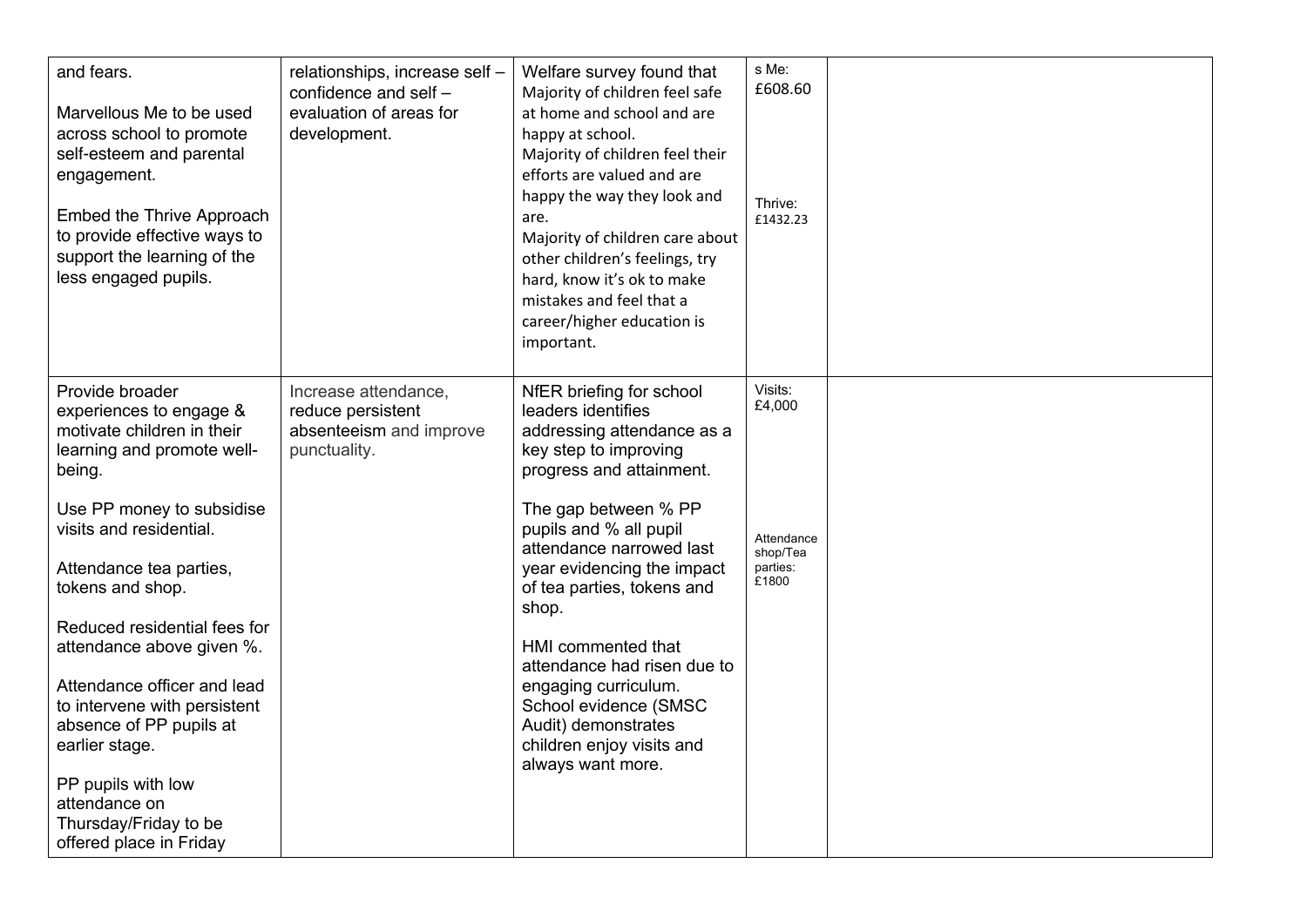| | | | | |
|---|---|---|---|---|
| and fears.<br><br>Marvellous Me to be used across school to promote self-esteem and parental engagement.<br><br>Embed the Thrive Approach to provide effective ways to support the learning of the less engaged pupils. | relationships, increase self – confidence and self – evaluation of areas for development. | Welfare survey found that Majority of children feel safe at home and school and are happy at school.<br>Majority of children feel their efforts are valued and are happy the way they look and are.<br>Majority of children care about other children's feelings, try hard, know it's ok to make mistakes and feel that a career/higher education is important. | s Me: £608.60<br><br>Thrive: £1432.23 | |
| Provide broader experiences to engage & motivate children in their learning and promote well-being.<br><br>Use PP money to subsidise visits and residential.<br><br>Attendance tea parties, tokens and shop.<br><br>Reduced residential fees for attendance above given %.<br><br>Attendance officer and lead to intervene with persistent absence of PP pupils at earlier stage.<br><br>PP pupils with low attendance on Thursday/Friday to be offered place in Friday | Increase attendance, reduce persistent absenteeism and improve punctuality. | NfER briefing for school leaders identifies addressing attendance as a key step to improving progress and attainment.<br><br>The gap between % PP pupils and % all pupil attendance narrowed last year evidencing the impact of tea parties, tokens and shop.<br><br>HMI commented that attendance had risen due to engaging curriculum. School evidence (SMSC Audit) demonstrates children enjoy visits and always want more. | Visits: £4,000<br><br>Attendance shop/Tea parties: £1800 | |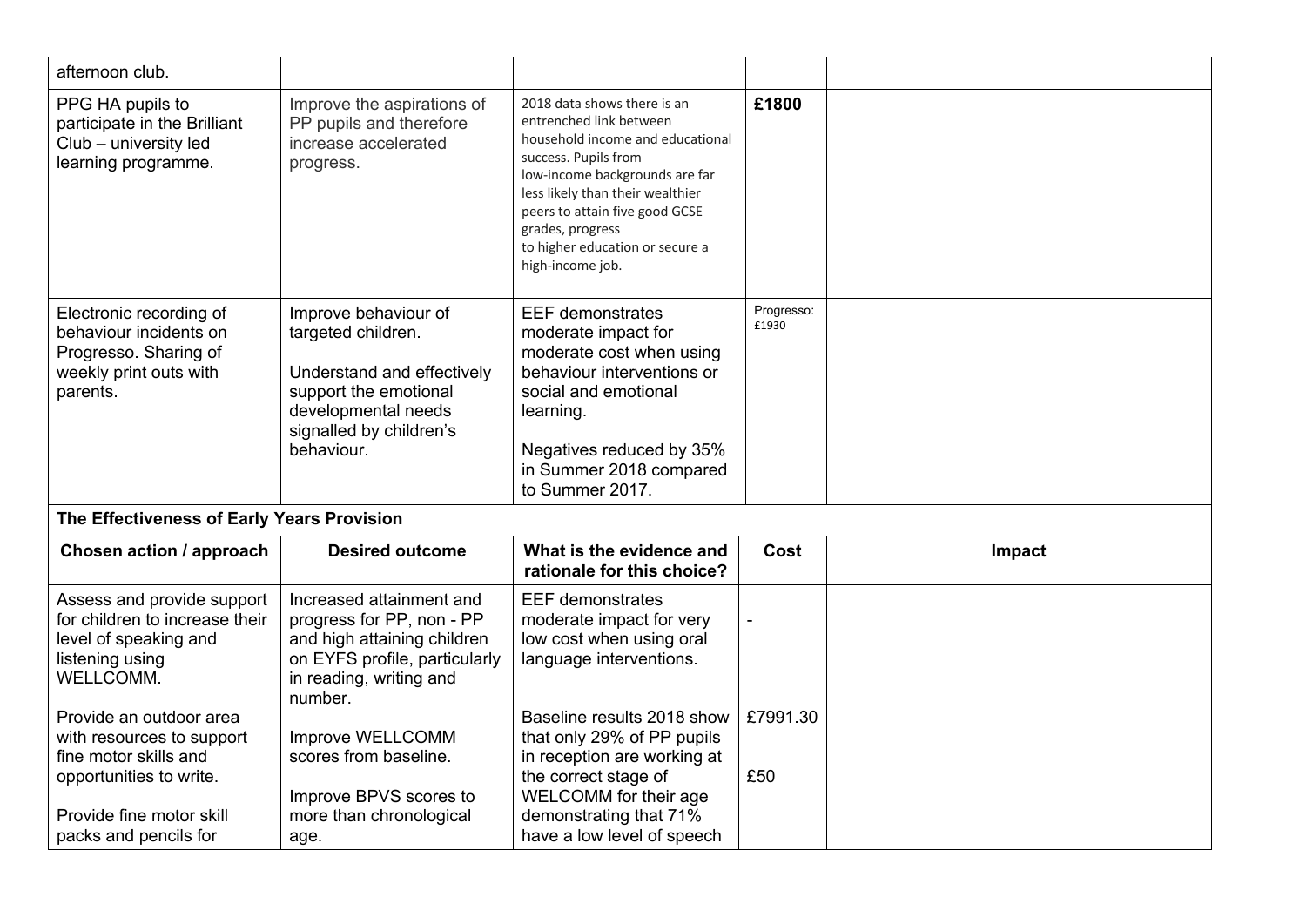| | | | | |
|---|---|---|---|---|
| afternoon club. | | | | |
| PPG HA pupils to participate in the Brilliant Club – university led learning programme. | Improve the aspirations of PP pupils and therefore increase accelerated progress. | 2018 data shows there is an entrenched link between household income and educational success. Pupils from low-income backgrounds are far less likely than their wealthier peers to attain five good GCSE grades, progress to higher education or secure a high-income job. | **£1800** | |
| Electronic recording of behaviour incidents on Progresso. Sharing of weekly print outs with parents. | Improve behaviour of targeted children.<br><br>Understand and effectively support the emotional developmental needs signalled by children's behaviour. | EEF demonstrates moderate impact for moderate cost when using behaviour interventions or social and emotional learning.<br><br>Negatives reduced by 35% in Summer 2018 compared to Summer 2017. | Progresso: £1930 | |

**The Effectiveness of Early Years Provision**

| Chosen action / approach | Desired outcome | What is the evidence and rationale for this choice? | Cost | Impact |
|---|---|---|---|---|
| Assess and provide support for children to increase their level of speaking and listening using WELLCOMM.<br><br>Provide an outdoor area with resources to support fine motor skills and opportunities to write.<br><br>Provide fine motor skill packs and pencils for | Increased attainment and progress for PP, non - PP and high attaining children on EYFS profile, particularly in reading, writing and number.<br><br>Improve WELLCOMM scores from baseline.<br><br>Improve BPVS scores to more than chronological age. | EEF demonstrates moderate impact for very low cost when using oral language interventions.<br><br>Baseline results 2018 show that only 29% of PP pupils in reception are working at the correct stage of WELCOMM for their age demonstrating that 71% have a low level of speech | -<br><br>£7991.30<br><br>£50 | |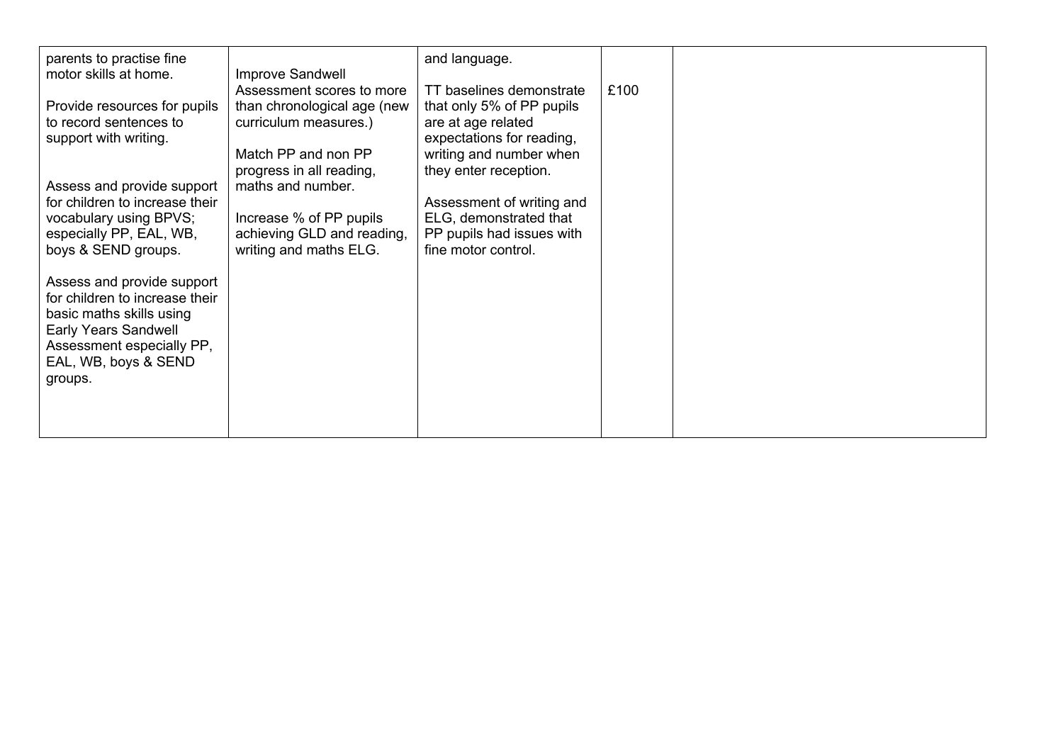| | | | | |
|---|---|---|---|---|
| parents to practise fine motor skills at home.<br><br>Provide resources for pupils to record sentences to support with writing.<br><br>Assess and provide support for children to increase their vocabulary using BPVS; especially PP, EAL, WB, boys & SEND groups.<br><br>Assess and provide support for children to increase their basic maths skills using Early Years Sandwell Assessment especially PP, EAL, WB, boys & SEND groups. | Improve Sandwell Assessment scores to more than chronological age (new curriculum measures.)<br><br>Match PP and non PP progress in all reading, maths and number.<br><br>Increase % of PP pupils achieving GLD and reading, writing and maths ELG. | and language.<br><br>TT baselines demonstrate that only 5% of PP pupils are at age related expectations for reading, writing and number when they enter reception.<br><br>Assessment of writing and ELG, demonstrated that PP pupils had issues with fine motor control. | £100 | |